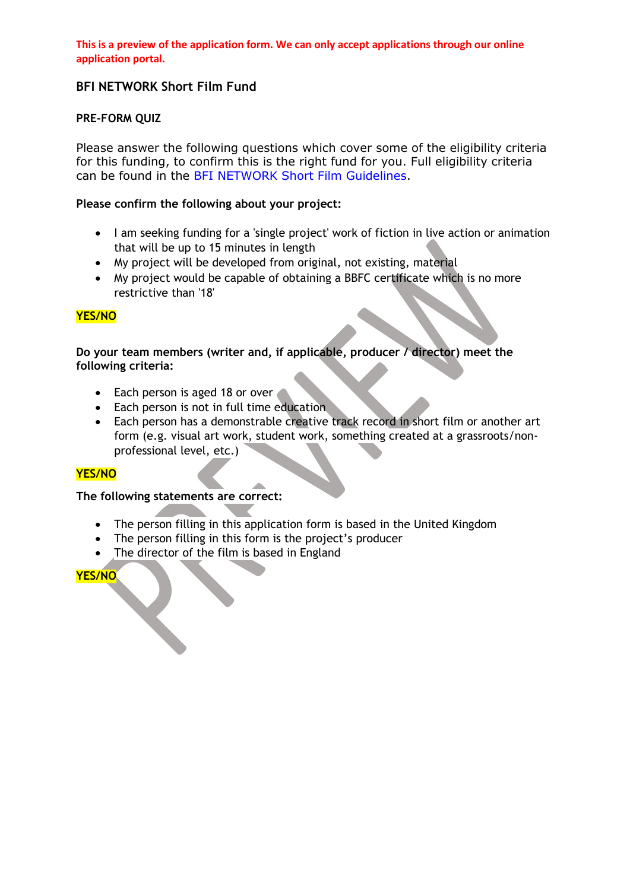**This is a preview of the application form. We can only accept applications through our online application portal.**

## BFI NETWORK Short Film Fund

### PRE-FORM QUIZ

Please answer the following questions which cover some of the eligibility criteria for this funding, to confirm this is the right fund for you. Full eligibility criteria can be found in the BFI NETWORK Short Film Guidelines.

**Please confirm the following about your project:**

- I am seeking funding for a 'single project' work of fiction in live action or animation that will be up to 15 minutes in length
- My project will be developed from original, not existing, material
- My project would be capable of obtaining a BBFC certificate which is no more restrictive than '18'

**YES/NO**

**Do your team members (writer and, if applicable, producer / director) meet the following criteria:**

- Each person is aged 18 or over
- Each person is not in full time education
- Each person has a demonstrable creative track record in short film or another art form (e.g. visual art work, student work, something created at a grassroots/non-professional level, etc.)

**YES/NO**

**The following statements are correct:**

- The person filling in this application form is based in the United Kingdom
- The person filling in this form is the project's producer
- The director of the film is based in England

**YES/NO**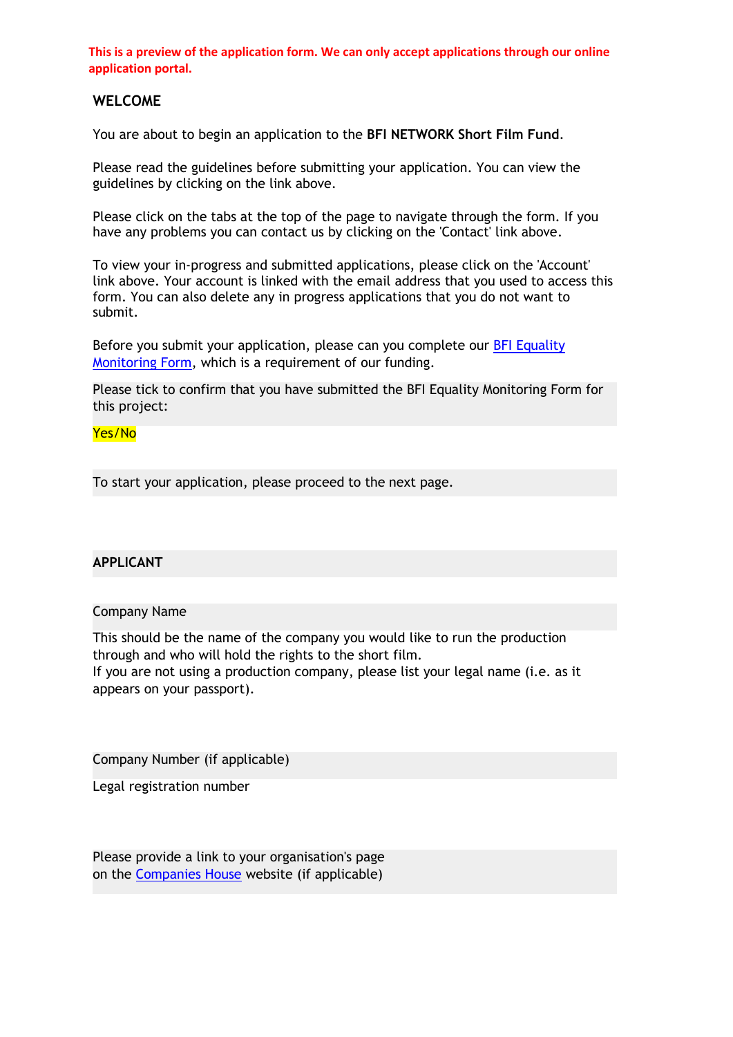**This is a preview of the application form. We can only accept applications through our online application portal.**

## WELCOME

You are about to begin an application to the **BFI NETWORK Short Film Fund**.

Please read the guidelines before submitting your application. You can view the guidelines by clicking on the link above.

Please click on the tabs at the top of the page to navigate through the form. If you have any problems you can contact us by clicking on the 'Contact' link above.

To view your in-progress and submitted applications, please click on the 'Account' link above. Your account is linked with the email address that you used to access this form. You can also delete any in progress applications that you do not want to submit.

Before you submit your application, please can you complete our BFI Equality Monitoring Form, which is a requirement of our funding.

Please tick to confirm that you have submitted the BFI Equality Monitoring Form for this project:

Yes/No

To start your application, please proceed to the next page.

## APPLICANT

Company Name

This should be the name of the company you would like to run the production through and who will hold the rights to the short film.
If you are not using a production company, please list your legal name (i.e. as it appears on your passport).

Company Number (if applicable)

Legal registration number

Please provide a link to your organisation's page on the Companies House website (if applicable)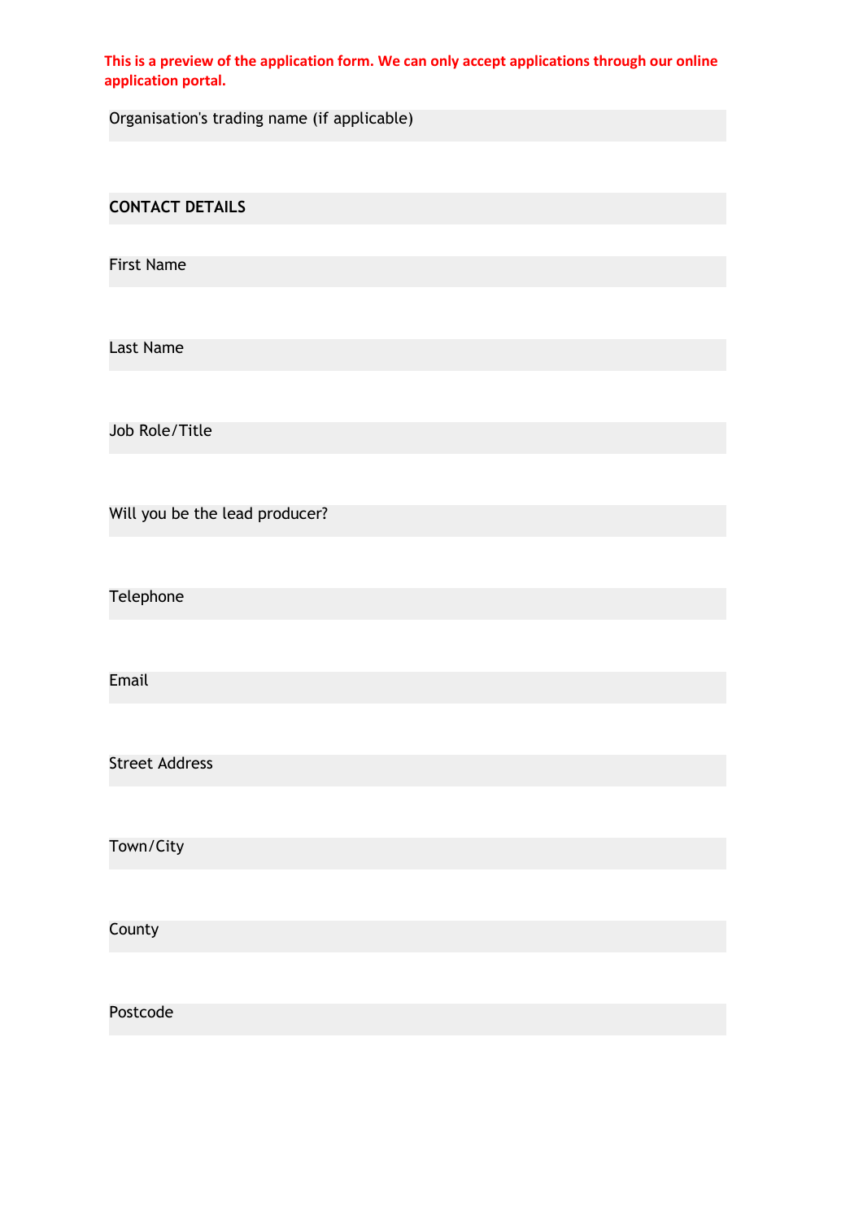**This is a preview of the application form. We can only accept applications through our online application portal.**

Organisation's trading name (if applicable)

**CONTACT DETAILS**

First Name

Last Name

Job Role/Title

Will you be the lead producer?

Telephone

Email

Street Address

Town/City

County

Postcode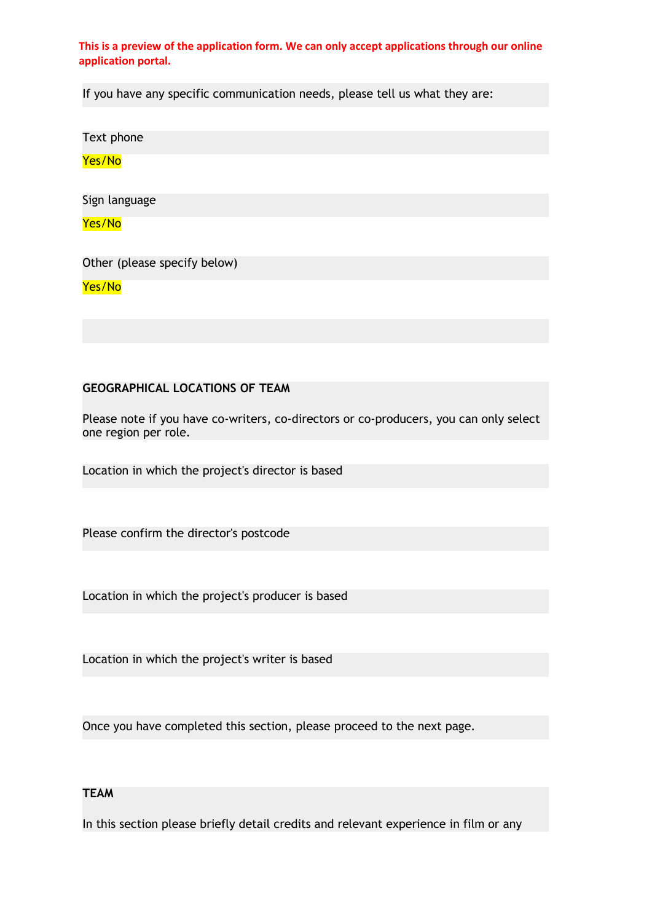**This is a preview of the application form. We can only accept applications through our online application portal.**

If you have any specific communication needs, please tell us what they are:

Text phone

Yes/No

Sign language

Yes/No

Other (please specify below)

Yes/No

**GEOGRAPHICAL LOCATIONS OF TEAM**

Please note if you have co-writers, co-directors or co-producers, you can only select one region per role.

Location in which the project's director is based

Please confirm the director's postcode

Location in which the project's producer is based

Location in which the project's writer is based

Once you have completed this section, please proceed to the next page.

**TEAM**

In this section please briefly detail credits and relevant experience in film or any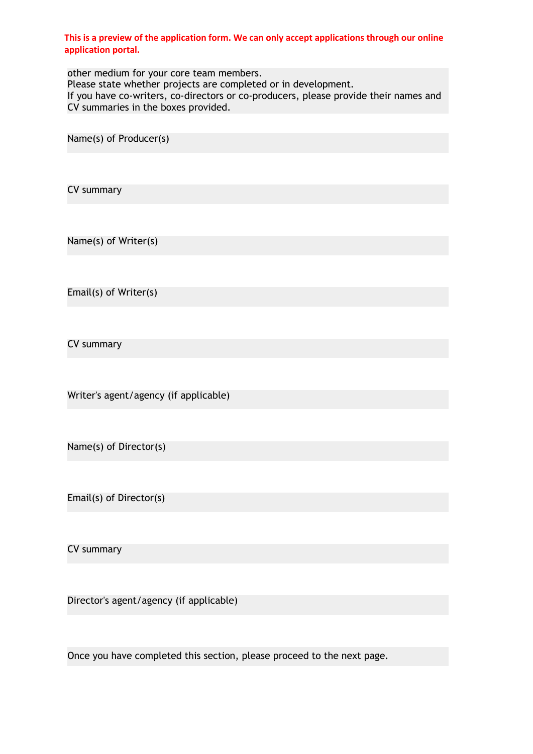**This is a preview of the application form. We can only accept applications through our online application portal.**

other medium for your core team members.
Please state whether projects are completed or in development.
If you have co-writers, co-directors or co-producers, please provide their names and CV summaries in the boxes provided.

Name(s) of Producer(s)

CV summary

Name(s) of Writer(s)

Email(s) of Writer(s)

CV summary

Writer's agent/agency (if applicable)

Name(s) of Director(s)

Email(s) of Director(s)

CV summary

Director's agent/agency (if applicable)

Once you have completed this section, please proceed to the next page.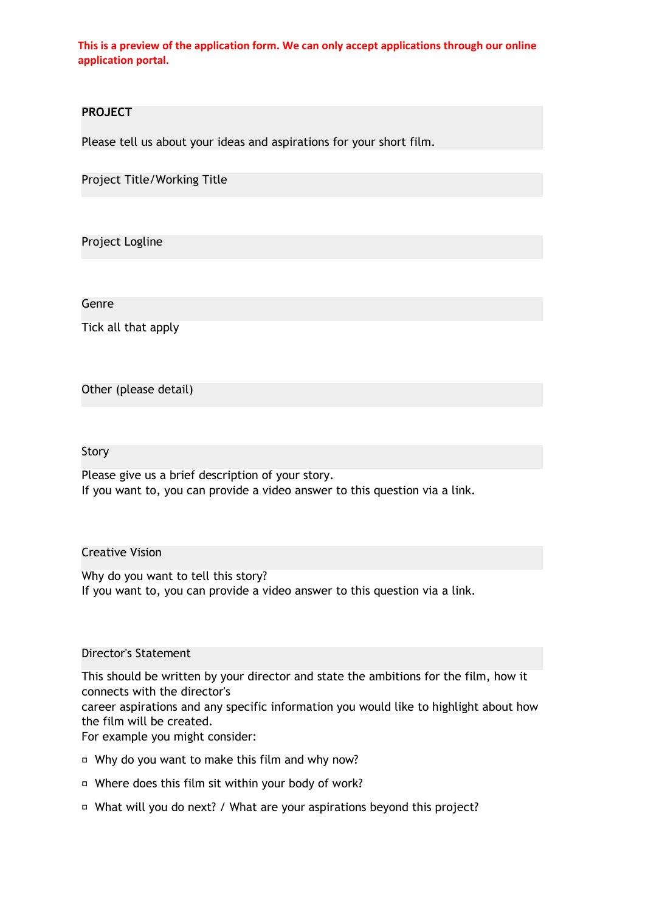**This is a preview of the application form. We can only accept applications through our online application portal.**

## PROJECT

Please tell us about your ideas and aspirations for your short film.

Project Title/Working Title

Project Logline

Genre

Tick all that apply

Other (please detail)

Story

Please give us a brief description of your story.
If you want to, you can provide a video answer to this question via a link.

Creative Vision

Why do you want to tell this story?
If you want to, you can provide a video answer to this question via a link.

Director's Statement

This should be written by your director and state the ambitions for the film, how it connects with the director's
career aspirations and any specific information you would like to highlight about how the film will be created.
For example you might consider:

- Why do you want to make this film and why now?
- Where does this film sit within your body of work?
- What will you do next? / What are your aspirations beyond this project?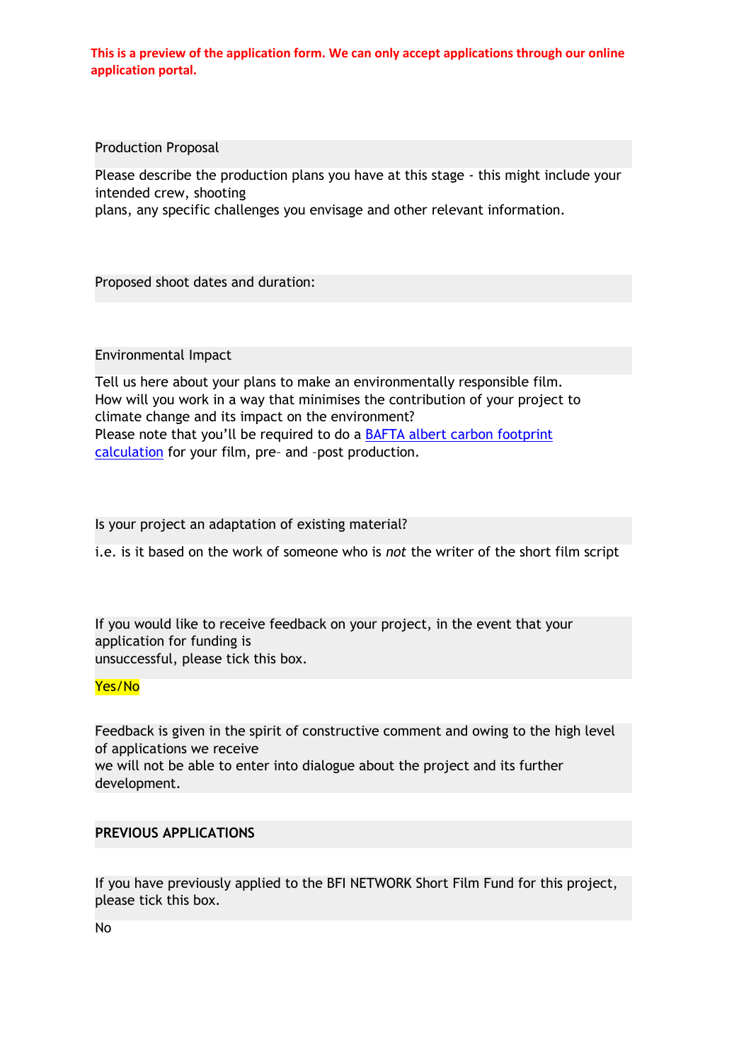**This is a preview of the application form. We can only accept applications through our online application portal.**

Production Proposal

Please describe the production plans you have at this stage - this might include your intended crew, shooting
plans, any specific challenges you envisage and other relevant information.

Proposed shoot dates and duration:

Environmental Impact

Tell us here about your plans to make an environmentally responsible film.
How will you work in a way that minimises the contribution of your project to climate change and its impact on the environment?
Please note that you'll be required to do a [BAFTA albert carbon footprint calculation]() for your film, pre– and –post production.

Is your project an adaptation of existing material?

i.e. is it based on the work of someone who is *not* the writer of the short film script

If you would like to receive feedback on your project, in the event that your application for funding is
unsuccessful, please tick this box.

Yes/No

Feedback is given in the spirit of constructive comment and owing to the high level of applications we receive
we will not be able to enter into dialogue about the project and its further development.

**PREVIOUS APPLICATIONS**

If you have previously applied to the BFI NETWORK Short Film Fund for this project, please tick this box.

No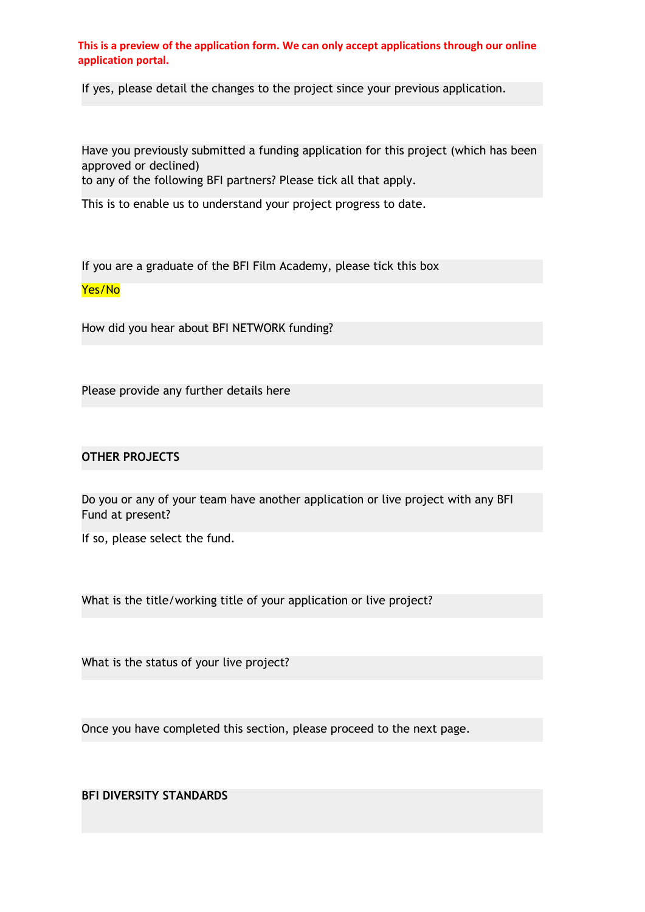**This is a preview of the application form. We can only accept applications through our online application portal.**

If yes, please detail the changes to the project since your previous application.

Have you previously submitted a funding application for this project (which has been approved or declined)
to any of the following BFI partners? Please tick all that apply.

This is to enable us to understand your project progress to date.

If you are a graduate of the BFI Film Academy, please tick this box

Yes/No

How did you hear about BFI NETWORK funding?

Please provide any further details here

**OTHER PROJECTS**

Do you or any of your team have another application or live project with any BFI Fund at present?

If so, please select the fund.

What is the title/working title of your application or live project?

What is the status of your live project?

Once you have completed this section, please proceed to the next page.

**BFI DIVERSITY STANDARDS**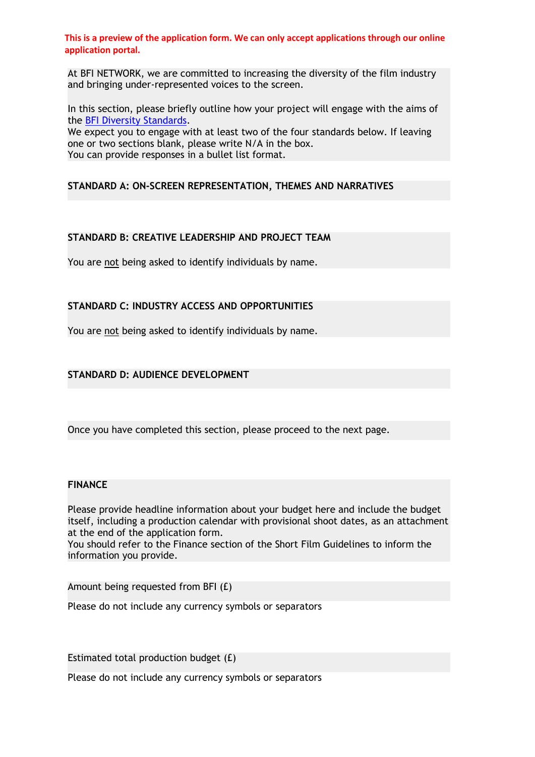**This is a preview of the application form. We can only accept applications through our online application portal.**

At BFI NETWORK, we are committed to increasing the diversity of the film industry and bringing under-represented voices to the screen.

In this section, please briefly outline how your project will engage with the aims of the [BFI Diversity Standards](BFI Diversity Standards).
We expect you to engage with at least two of the four standards below. If leaving one or two sections blank, please write N/A in the box.
You can provide responses in a bullet list format.

**STANDARD A: ON-SCREEN REPRESENTATION, THEMES AND NARRATIVES**

**STANDARD B: CREATIVE LEADERSHIP AND PROJECT TEAM**

You are not being asked to identify individuals by name.

**STANDARD C: INDUSTRY ACCESS AND OPPORTUNITIES**

You are not being asked to identify individuals by name.

**STANDARD D: AUDIENCE DEVELOPMENT**

Once you have completed this section, please proceed to the next page.

**FINANCE**

Please provide headline information about your budget here and include the budget itself, including a production calendar with provisional shoot dates, as an attachment at the end of the application form.
You should refer to the Finance section of the Short Film Guidelines to inform the information you provide.

Amount being requested from BFI (£)

Please do not include any currency symbols or separators

Estimated total production budget (£)

Please do not include any currency symbols or separators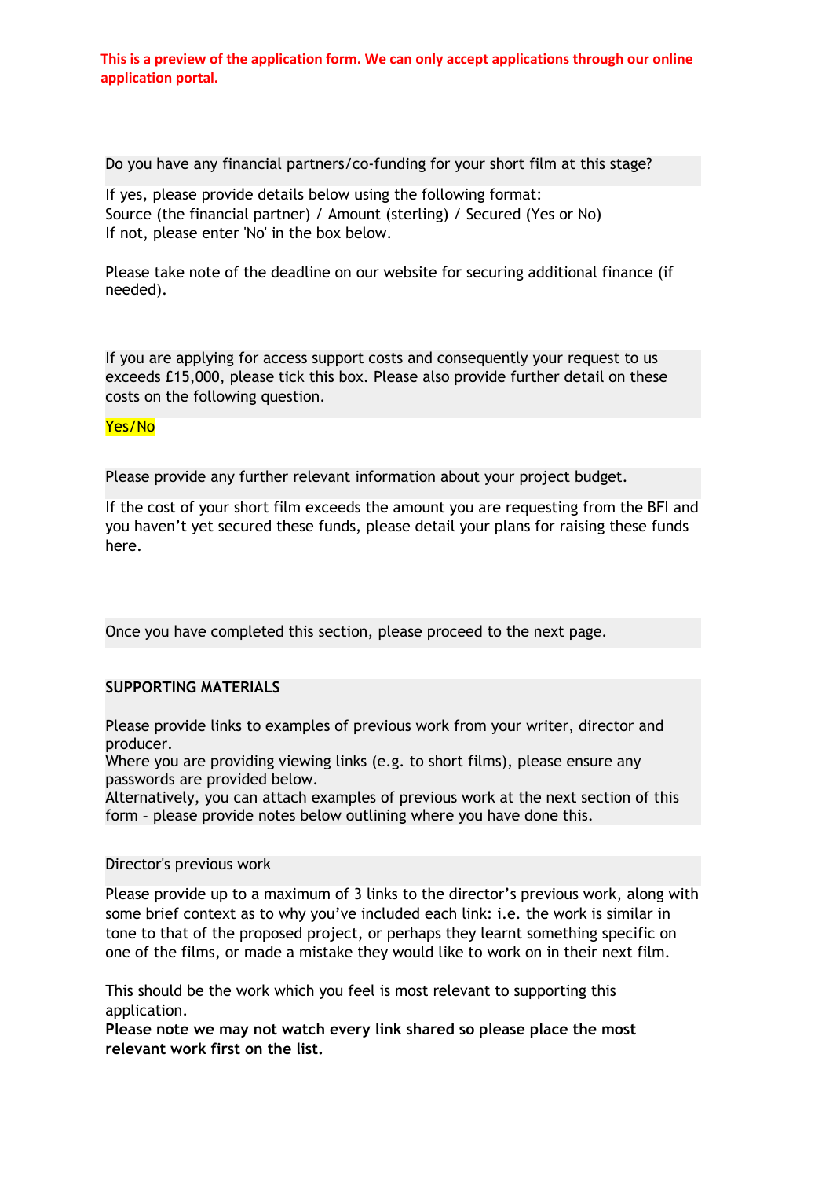**This is a preview of the application form. We can only accept applications through our online application portal.**

Do you have any financial partners/co-funding for your short film at this stage?

If yes, please provide details below using the following format:
Source (the financial partner) / Amount (sterling) / Secured (Yes or No)
If not, please enter 'No' in the box below.

Please take note of the deadline on our website for securing additional finance (if needed).

If you are applying for access support costs and consequently your request to us exceeds £15,000, please tick this box. Please also provide further detail on these costs on the following question.

Yes/No

Please provide any further relevant information about your project budget.

If the cost of your short film exceeds the amount you are requesting from the BFI and you haven't yet secured these funds, please detail your plans for raising these funds here.

Once you have completed this section, please proceed to the next page.

**SUPPORTING MATERIALS**

Please provide links to examples of previous work from your writer, director and producer.
Where you are providing viewing links (e.g. to short films), please ensure any passwords are provided below.
Alternatively, you can attach examples of previous work at the next section of this form – please provide notes below outlining where you have done this.

Director's previous work

Please provide up to a maximum of 3 links to the director's previous work, along with some brief context as to why you've included each link: i.e. the work is similar in tone to that of the proposed project, or perhaps they learnt something specific on one of the films, or made a mistake they would like to work on in their next film.

This should be the work which you feel is most relevant to supporting this application.
**Please note we may not watch every link shared so please place the most relevant work first on the list.**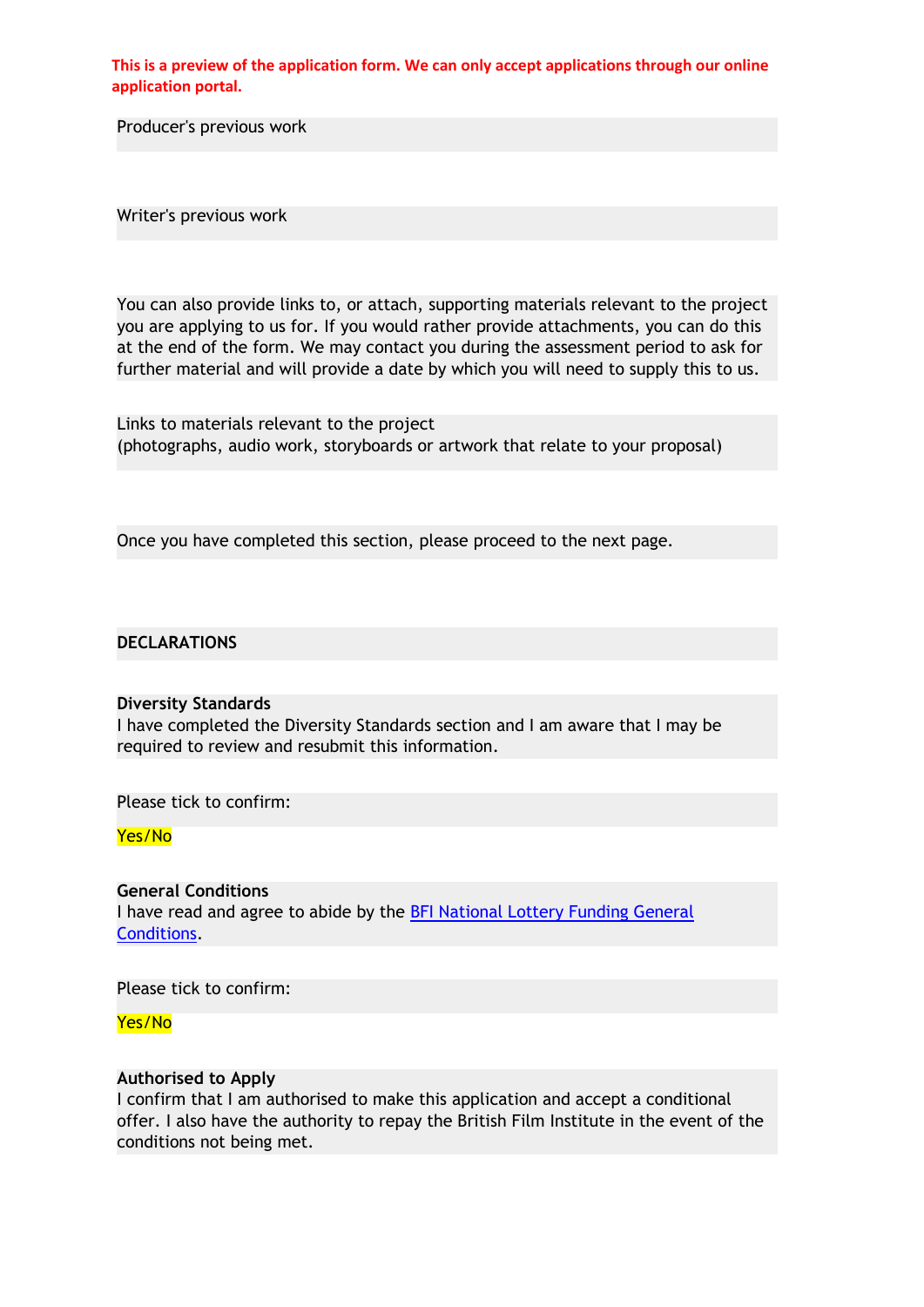**This is a preview of the application form. We can only accept applications through our online application portal.**

Producer's previous work

Writer's previous work

You can also provide links to, or attach, supporting materials relevant to the project you are applying to us for. If you would rather provide attachments, you can do this at the end of the form. We may contact you during the assessment period to ask for further material and will provide a date by which you will need to supply this to us.

Links to materials relevant to the project
(photographs, audio work, storyboards or artwork that relate to your proposal)

Once you have completed this section, please proceed to the next page.

**DECLARATIONS**

**Diversity Standards**
I have completed the Diversity Standards section and I am aware that I may be required to review and resubmit this information.

Please tick to confirm:

Yes/No

**General Conditions**
I have read and agree to abide by the [BFI National Lottery Funding General Conditions](BFI National Lottery Funding General Conditions).

Please tick to confirm:

Yes/No

**Authorised to Apply**
I confirm that I am authorised to make this application and accept a conditional offer. I also have the authority to repay the British Film Institute in the event of the conditions not being met.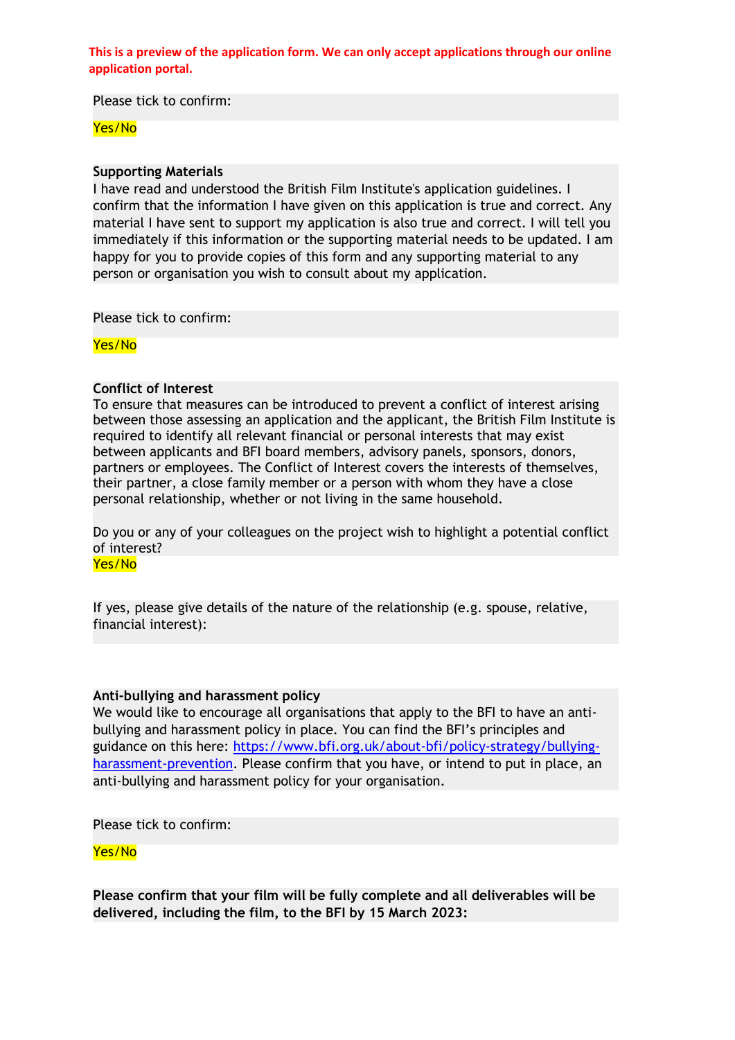**This is a preview of the application form. We can only accept applications through our online application portal.**

Please tick to confirm:

Yes/No

**Supporting Materials**

I have read and understood the British Film Institute's application guidelines. I confirm that the information I have given on this application is true and correct. Any material I have sent to support my application is also true and correct. I will tell you immediately if this information or the supporting material needs to be updated. I am happy for you to provide copies of this form and any supporting material to any person or organisation you wish to consult about my application.

Please tick to confirm:

Yes/No

**Conflict of Interest**

To ensure that measures can be introduced to prevent a conflict of interest arising between those assessing an application and the applicant, the British Film Institute is required to identify all relevant financial or personal interests that may exist between applicants and BFI board members, advisory panels, sponsors, donors, partners or employees. The Conflict of Interest covers the interests of themselves, their partner, a close family member or a person with whom they have a close personal relationship, whether or not living in the same household.

Do you or any of your colleagues on the project wish to highlight a potential conflict of interest?

Yes/No

If yes, please give details of the nature of the relationship (e.g. spouse, relative, financial interest):

**Anti-bullying and harassment policy**

We would like to encourage all organisations that apply to the BFI to have an anti-bullying and harassment policy in place. You can find the BFI's principles and guidance on this here: [https://www.bfi.org.uk/about-bfi/policy-strategy/bullying-harassment-prevention](https://www.bfi.org.uk/about-bfi/policy-strategy/bullying-harassment-prevention). Please confirm that you have, or intend to put in place, an anti-bullying and harassment policy for your organisation.

Please tick to confirm:

Yes/No

**Please confirm that your film will be fully complete and all deliverables will be delivered, including the film, to the BFI by 15 March 2023:**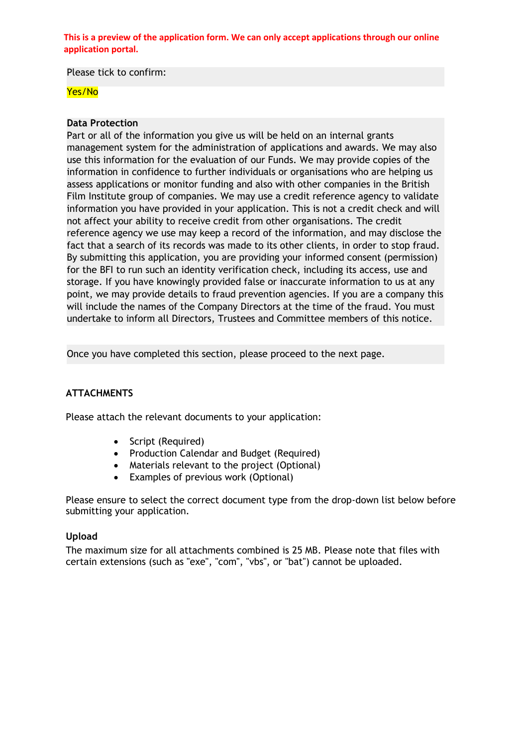**This is a preview of the application form. We can only accept applications through our online application portal.**

Please tick to confirm:

Yes/No

**Data Protection**
Part or all of the information you give us will be held on an internal grants management system for the administration of applications and awards. We may also use this information for the evaluation of our Funds. We may provide copies of the information in confidence to further individuals or organisations who are helping us assess applications or monitor funding and also with other companies in the British Film Institute group of companies. We may use a credit reference agency to validate information you have provided in your application. This is not a credit check and will not affect your ability to receive credit from other organisations. The credit reference agency we use may keep a record of the information, and may disclose the fact that a search of its records was made to its other clients, in order to stop fraud. By submitting this application, you are providing your informed consent (permission) for the BFI to run such an identity verification check, including its access, use and storage. If you have knowingly provided false or inaccurate information to us at any point, we may provide details to fraud prevention agencies. If you are a company this will include the names of the Company Directors at the time of the fraud. You must undertake to inform all Directors, Trustees and Committee members of this notice.

Once you have completed this section, please proceed to the next page.

**ATTACHMENTS**

Please attach the relevant documents to your application:

- Script (Required)
- Production Calendar and Budget (Required)
- Materials relevant to the project (Optional)
- Examples of previous work (Optional)

Please ensure to select the correct document type from the drop-down list below before submitting your application.

**Upload**
The maximum size for all attachments combined is 25 MB. Please note that files with certain extensions (such as "exe", "com", "vbs", or "bat") cannot be uploaded.